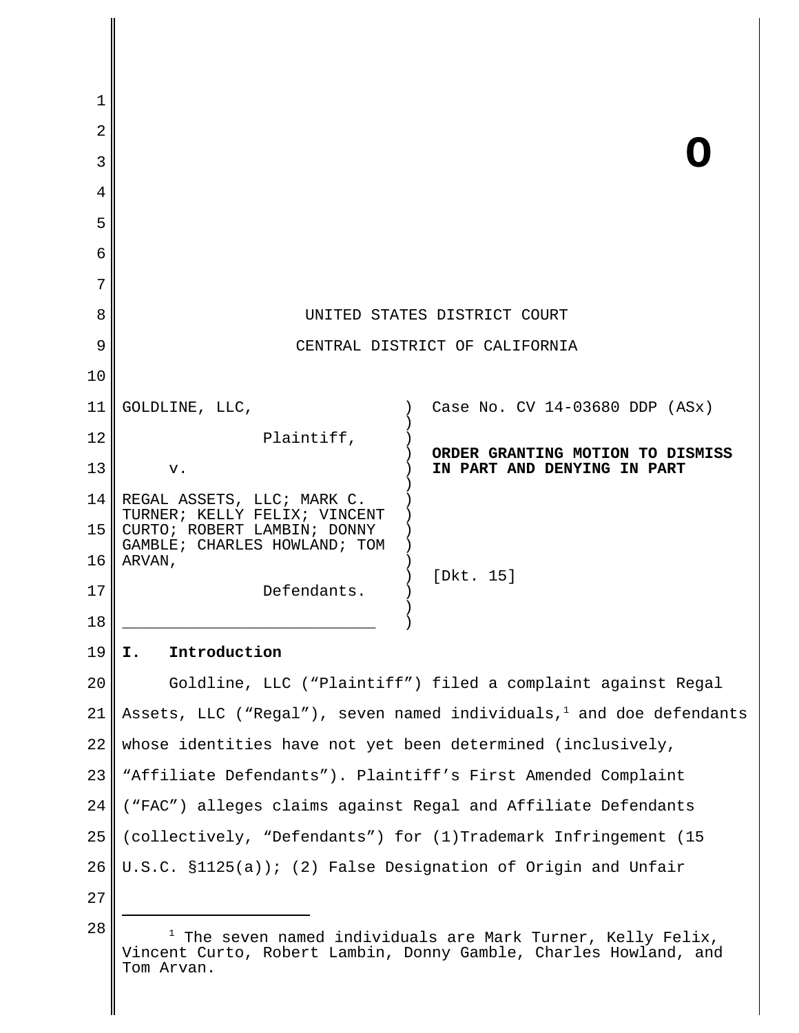**O**

UNITED STATES DISTRICT COURT

CENTRAL DISTRICT OF CALIFORNIA

| | |
|---|---|
| GOLDLINE, LLC,<br><br>Plaintiff,<br><br>v.<br><br>REGAL ASSETS, LLC; MARK C. TURNER; KELLY FELIX; VINCENT CURTO; ROBERT LAMBIN; DONNY GAMBLE; CHARLES HOWLAND; TOM ARVAN,<br><br>Defendants. | Case No. CV 14-03680 DDP (ASx)<br><br>**ORDER GRANTING MOTION TO DISMISS IN PART AND DENYING IN PART**<br><br>[Dkt. 15] |

**I. Introduction**

Goldline, LLC ("Plaintiff") filed a complaint against Regal Assets, LLC ("Regal"), seven named individuals,[1] and doe defendants whose identities have not yet been determined (inclusively, "Affiliate Defendants"). Plaintiff's First Amended Complaint ("FAC") alleges claims against Regal and Affiliate Defendants (collectively, "Defendants") for (1)Trademark Infringement (15 U.S.C. §1125(a)); (2) False Designation of Origin and Unfair

---

[1] The seven named individuals are Mark Turner, Kelly Felix, Vincent Curto, Robert Lambin, Donny Gamble, Charles Howland, and Tom Arvan.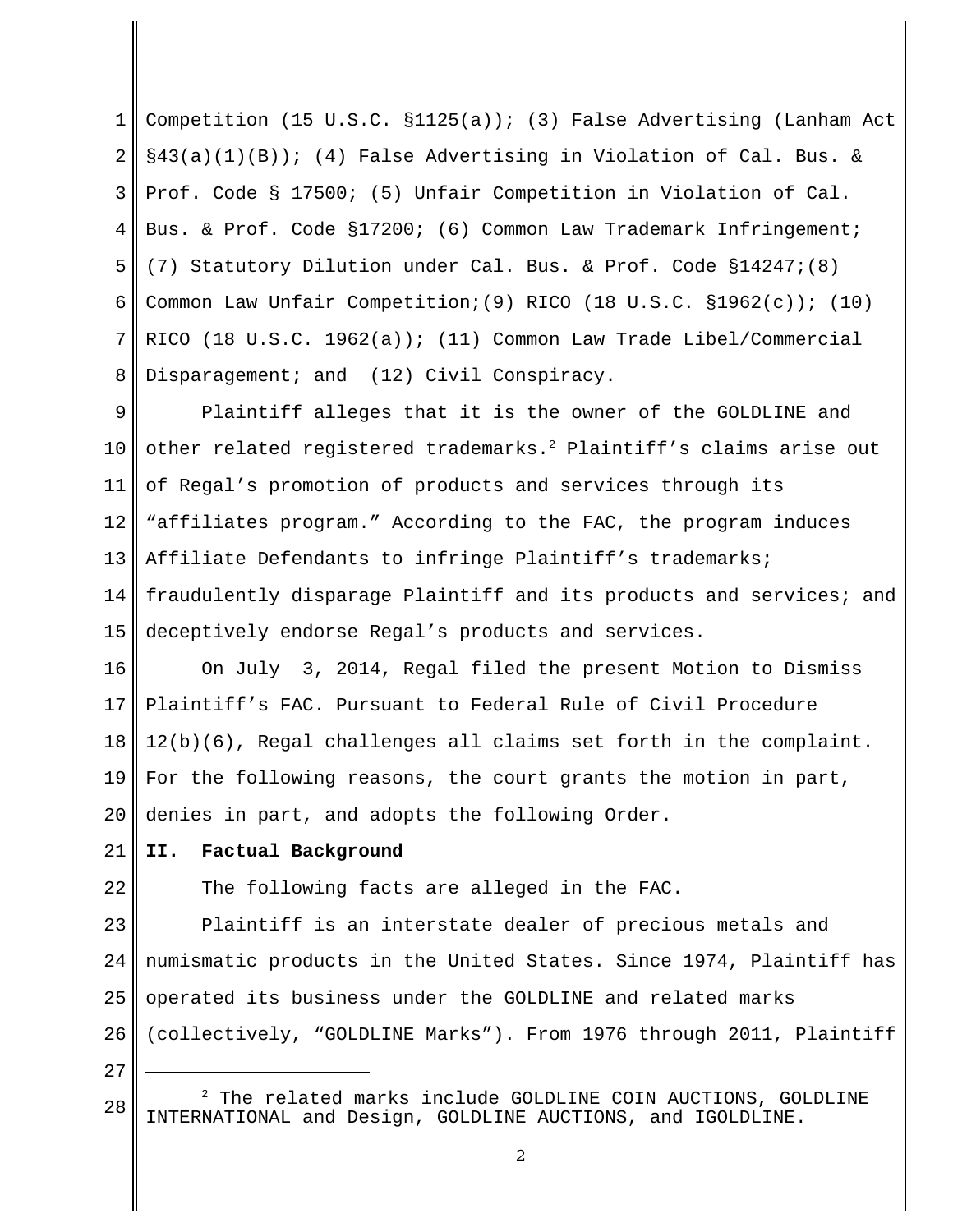Competition (15 U.S.C. §1125(a)); (3) False Advertising (Lanham Act §43(a)(1)(B)); (4) False Advertising in Violation of Cal. Bus. & Prof. Code § 17500; (5) Unfair Competition in Violation of Cal. Bus. & Prof. Code §17200; (6) Common Law Trademark Infringement; (7) Statutory Dilution under Cal. Bus. & Prof. Code §14247;(8) Common Law Unfair Competition;(9) RICO (18 U.S.C. §1962(c)); (10) RICO (18 U.S.C. 1962(a)); (11) Common Law Trade Libel/Commercial Disparagement; and (12) Civil Conspiracy.

Plaintiff alleges that it is the owner of the GOLDLINE and other related registered trademarks.[2] Plaintiff's claims arise out of Regal's promotion of products and services through its "affiliates program." According to the FAC, the program induces Affiliate Defendants to infringe Plaintiff's trademarks; fraudulently disparage Plaintiff and its products and services; and deceptively endorse Regal's products and services.

On July 3, 2014, Regal filed the present Motion to Dismiss Plaintiff's FAC. Pursuant to Federal Rule of Civil Procedure 12(b)(6), Regal challenges all claims set forth in the complaint. For the following reasons, the court grants the motion in part, denies in part, and adopts the following Order.

## II. Factual Background

The following facts are alleged in the FAC.

Plaintiff is an interstate dealer of precious metals and numismatic products in the United States. Since 1974, Plaintiff has operated its business under the GOLDLINE and related marks (collectively, "GOLDLINE Marks"). From 1976 through 2011, Plaintiff

---

[2] The related marks include GOLDLINE COIN AUCTIONS, GOLDLINE INTERNATIONAL and Design, GOLDLINE AUCTIONS, and IGOLDLINE.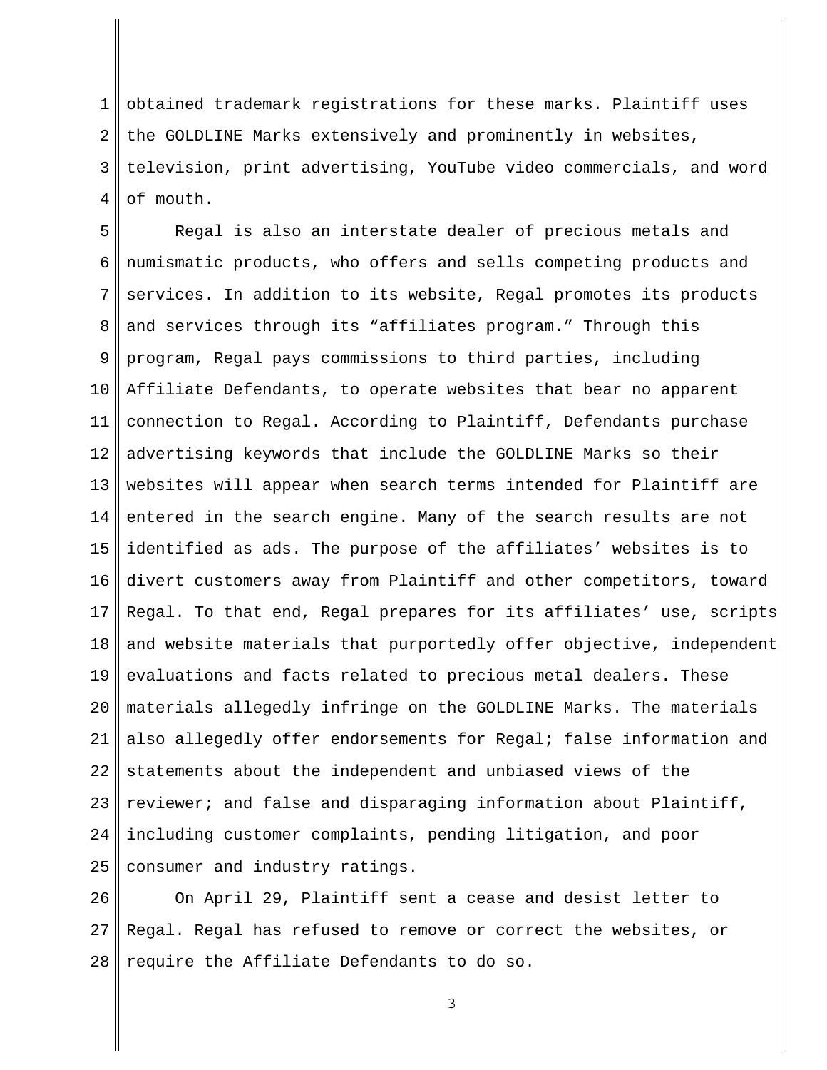obtained trademark registrations for these marks. Plaintiff uses the GOLDLINE Marks extensively and prominently in websites, television, print advertising, YouTube video commercials, and word of mouth.

Regal is also an interstate dealer of precious metals and numismatic products, who offers and sells competing products and services. In addition to its website, Regal promotes its products and services through its "affiliates program." Through this program, Regal pays commissions to third parties, including Affiliate Defendants, to operate websites that bear no apparent connection to Regal. According to Plaintiff, Defendants purchase advertising keywords that include the GOLDLINE Marks so their websites will appear when search terms intended for Plaintiff are entered in the search engine. Many of the search results are not identified as ads. The purpose of the affiliates' websites is to divert customers away from Plaintiff and other competitors, toward Regal. To that end, Regal prepares for its affiliates' use, scripts and website materials that purportedly offer objective, independent evaluations and facts related to precious metal dealers. These materials allegedly infringe on the GOLDLINE Marks. The materials also allegedly offer endorsements for Regal; false information and statements about the independent and unbiased views of the reviewer; and false and disparaging information about Plaintiff, including customer complaints, pending litigation, and poor consumer and industry ratings.

On April 29, Plaintiff sent a cease and desist letter to Regal. Regal has refused to remove or correct the websites, or require the Affiliate Defendants to do so.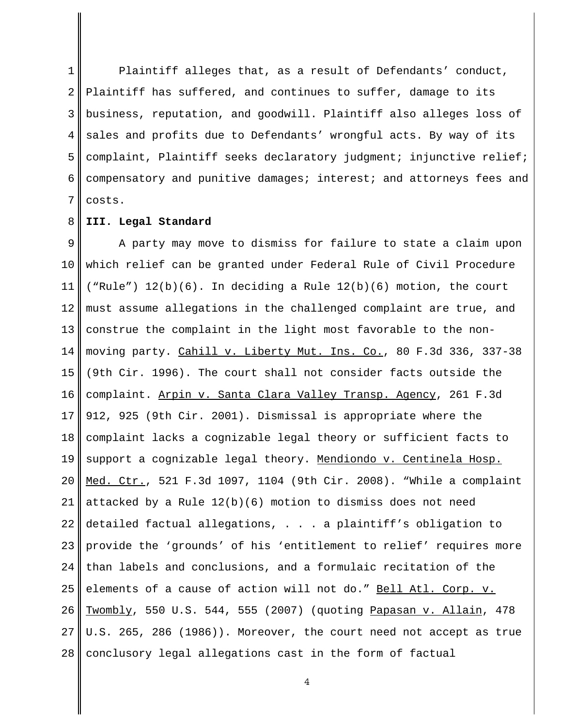Plaintiff alleges that, as a result of Defendants' conduct, Plaintiff has suffered, and continues to suffer, damage to its business, reputation, and goodwill. Plaintiff also alleges loss of sales and profits due to Defendants' wrongful acts. By way of its complaint, Plaintiff seeks declaratory judgment; injunctive relief; compensatory and punitive damages; interest; and attorneys fees and costs.

**III. Legal Standard**

A party may move to dismiss for failure to state a claim upon which relief can be granted under Federal Rule of Civil Procedure ("Rule") 12(b)(6). In deciding a Rule 12(b)(6) motion, the court must assume allegations in the challenged complaint are true, and construe the complaint in the light most favorable to the non-moving party. Cahill v. Liberty Mut. Ins. Co., 80 F.3d 336, 337-38 (9th Cir. 1996). The court shall not consider facts outside the complaint. Arpin v. Santa Clara Valley Transp. Agency, 261 F.3d 912, 925 (9th Cir. 2001). Dismissal is appropriate where the complaint lacks a cognizable legal theory or sufficient facts to support a cognizable legal theory. Mendiondo v. Centinela Hosp. Med. Ctr., 521 F.3d 1097, 1104 (9th Cir. 2008). "While a complaint attacked by a Rule 12(b)(6) motion to dismiss does not need detailed factual allegations, . . . a plaintiff's obligation to provide the 'grounds' of his 'entitlement to relief' requires more than labels and conclusions, and a formulaic recitation of the elements of a cause of action will not do." Bell Atl. Corp. v. Twombly, 550 U.S. 544, 555 (2007) (quoting Papasan v. Allain, 478 U.S. 265, 286 (1986)). Moreover, the court need not accept as true conclusory legal allegations cast in the form of factual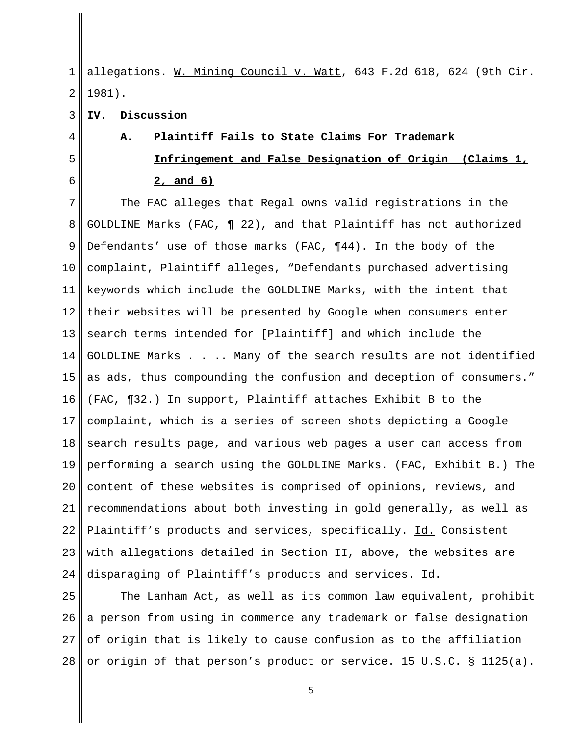allegations. W. Mining Council v. Watt, 643 F.2d 618, 624 (9th Cir. 1981).

## IV. Discussion

### A. Plaintiff Fails to State Claims For Trademark Infringement and False Designation of Origin (Claims 1, 2, and 6)

The FAC alleges that Regal owns valid registrations in the GOLDLINE Marks (FAC, ¶ 22), and that Plaintiff has not authorized Defendants' use of those marks (FAC, ¶44). In the body of the complaint, Plaintiff alleges, "Defendants purchased advertising keywords which include the GOLDLINE Marks, with the intent that their websites will be presented by Google when consumers enter search terms intended for [Plaintiff] and which include the GOLDLINE Marks . . .. Many of the search results are not identified as ads, thus compounding the confusion and deception of consumers." (FAC, ¶32.) In support, Plaintiff attaches Exhibit B to the complaint, which is a series of screen shots depicting a Google search results page, and various web pages a user can access from performing a search using the GOLDLINE Marks. (FAC, Exhibit B.) The content of these websites is comprised of opinions, reviews, and recommendations about both investing in gold generally, as well as Plaintiff's products and services, specifically. Id. Consistent with allegations detailed in Section II, above, the websites are disparaging of Plaintiff's products and services. Id.

The Lanham Act, as well as its common law equivalent, prohibit a person from using in commerce any trademark or false designation of origin that is likely to cause confusion as to the affiliation or origin of that person's product or service. 15 U.S.C. § 1125(a).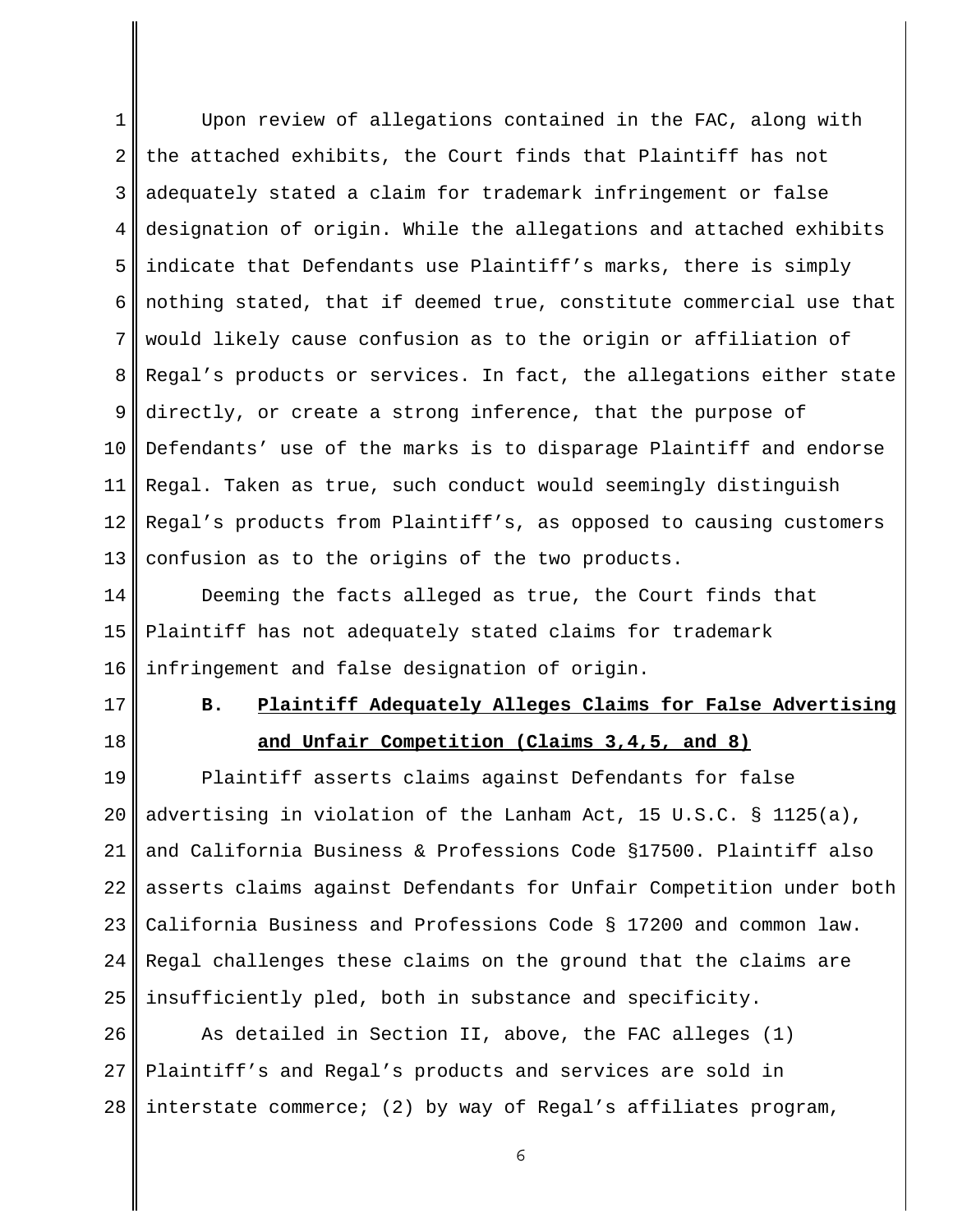Upon review of allegations contained in the FAC, along with the attached exhibits, the Court finds that Plaintiff has not adequately stated a claim for trademark infringement or false designation of origin. While the allegations and attached exhibits indicate that Defendants use Plaintiff's marks, there is simply nothing stated, that if deemed true, constitute commercial use that would likely cause confusion as to the origin or affiliation of Regal's products or services. In fact, the allegations either state directly, or create a strong inference, that the purpose of Defendants' use of the marks is to disparage Plaintiff and endorse Regal. Taken as true, such conduct would seemingly distinguish Regal's products from Plaintiff's, as opposed to causing customers confusion as to the origins of the two products.

Deeming the facts alleged as true, the Court finds that Plaintiff has not adequately stated claims for trademark infringement and false designation of origin.

### B. Plaintiff Adequately Alleges Claims for False Advertising and Unfair Competition (Claims 3,4,5, and 8)

Plaintiff asserts claims against Defendants for false advertising in violation of the Lanham Act, 15 U.S.C. § 1125(a), and California Business & Professions Code §17500. Plaintiff also asserts claims against Defendants for Unfair Competition under both California Business and Professions Code § 17200 and common law. Regal challenges these claims on the ground that the claims are insufficiently pled, both in substance and specificity.

As detailed in Section II, above, the FAC alleges (1) Plaintiff's and Regal's products and services are sold in interstate commerce; (2) by way of Regal's affiliates program,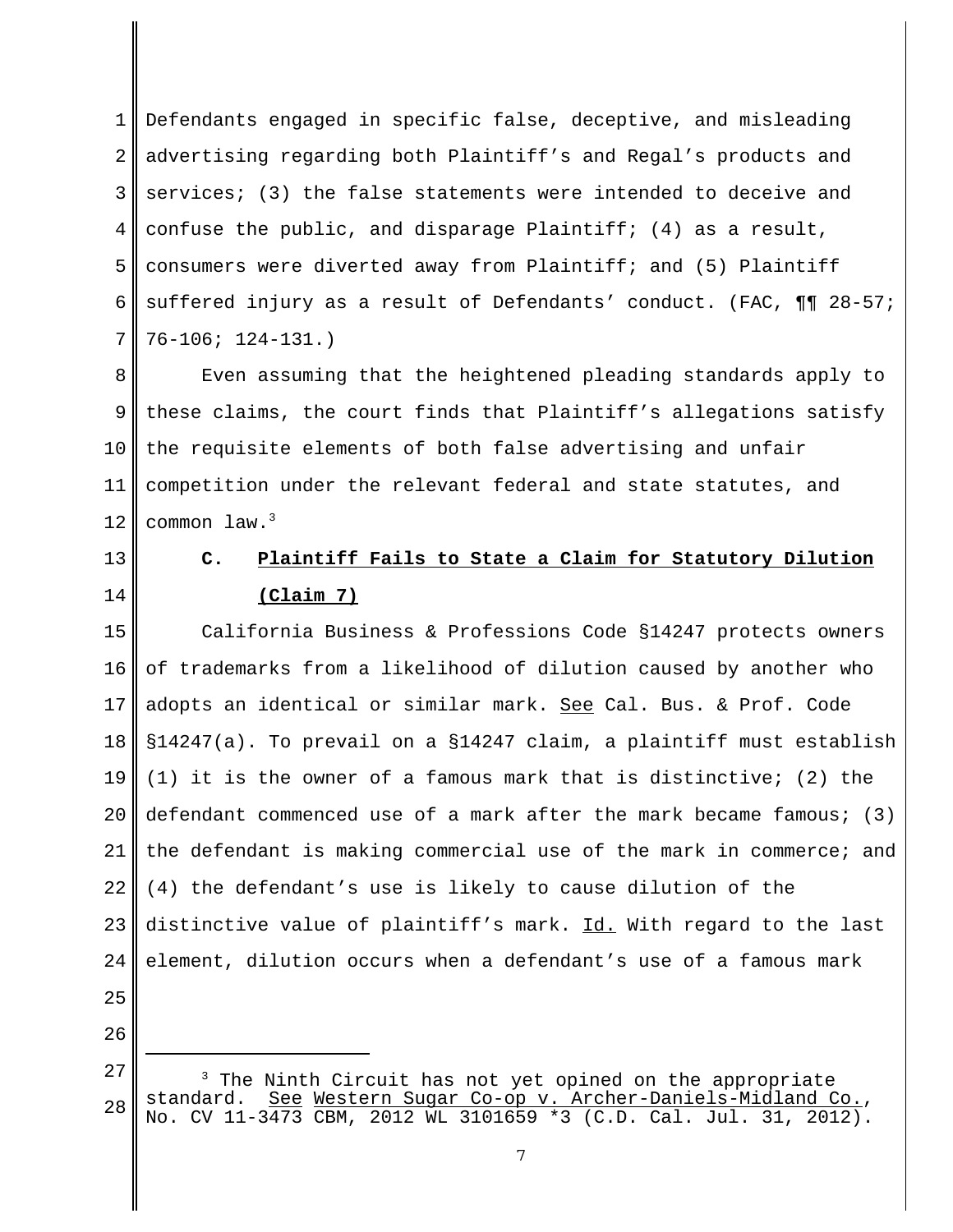Defendants engaged in specific false, deceptive, and misleading advertising regarding both Plaintiff's and Regal's products and services; (3) the false statements were intended to deceive and confuse the public, and disparage Plaintiff; (4) as a result, consumers were diverted away from Plaintiff; and (5) Plaintiff suffered injury as a result of Defendants' conduct. (FAC, ¶¶ 28-57; 76-106; 124-131.)

Even assuming that the heightened pleading standards apply to these claims, the court finds that Plaintiff's allegations satisfy the requisite elements of both false advertising and unfair competition under the relevant federal and state statutes, and common law.[3]

### C. Plaintiff Fails to State a Claim for Statutory Dilution (Claim 7)

California Business & Professions Code §14247 protects owners of trademarks from a likelihood of dilution caused by another who adopts an identical or similar mark. See Cal. Bus. & Prof. Code §14247(a). To prevail on a §14247 claim, a plaintiff must establish (1) it is the owner of a famous mark that is distinctive; (2) the defendant commenced use of a mark after the mark became famous; (3) the defendant is making commercial use of the mark in commerce; and (4) the defendant's use is likely to cause dilution of the distinctive value of plaintiff's mark. Id. With regard to the last element, dilution occurs when a defendant's use of a famous mark

---

[3] The Ninth Circuit has not yet opined on the appropriate standard. See Western Sugar Co-op v. Archer-Daniels-Midland Co., No. CV 11-3473 CBM, 2012 WL 3101659 *3 (C.D. Cal. Jul. 31, 2012).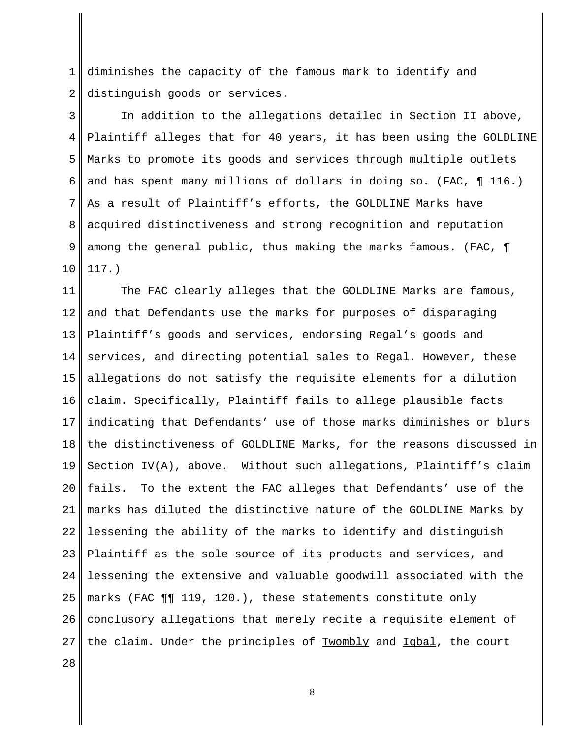diminishes the capacity of the famous mark to identify and distinguish goods or services.

In addition to the allegations detailed in Section II above, Plaintiff alleges that for 40 years, it has been using the GOLDLINE Marks to promote its goods and services through multiple outlets and has spent many millions of dollars in doing so. (FAC, ¶ 116.) As a result of Plaintiff's efforts, the GOLDLINE Marks have acquired distinctiveness and strong recognition and reputation among the general public, thus making the marks famous. (FAC, ¶ 117.)

The FAC clearly alleges that the GOLDLINE Marks are famous, and that Defendants use the marks for purposes of disparaging Plaintiff's goods and services, endorsing Regal's goods and services, and directing potential sales to Regal. However, these allegations do not satisfy the requisite elements for a dilution claim. Specifically, Plaintiff fails to allege plausible facts indicating that Defendants' use of those marks diminishes or blurs the distinctiveness of GOLDLINE Marks, for the reasons discussed in Section IV(A), above. Without such allegations, Plaintiff's claim fails. To the extent the FAC alleges that Defendants' use of the marks has diluted the distinctive nature of the GOLDLINE Marks by lessening the ability of the marks to identify and distinguish Plaintiff as the sole source of its products and services, and lessening the extensive and valuable goodwill associated with the marks (FAC ¶¶ 119, 120.), these statements constitute only conclusory allegations that merely recite a requisite element of the claim. Under the principles of <u>Twombly</u> and <u>Iqbal</u>, the court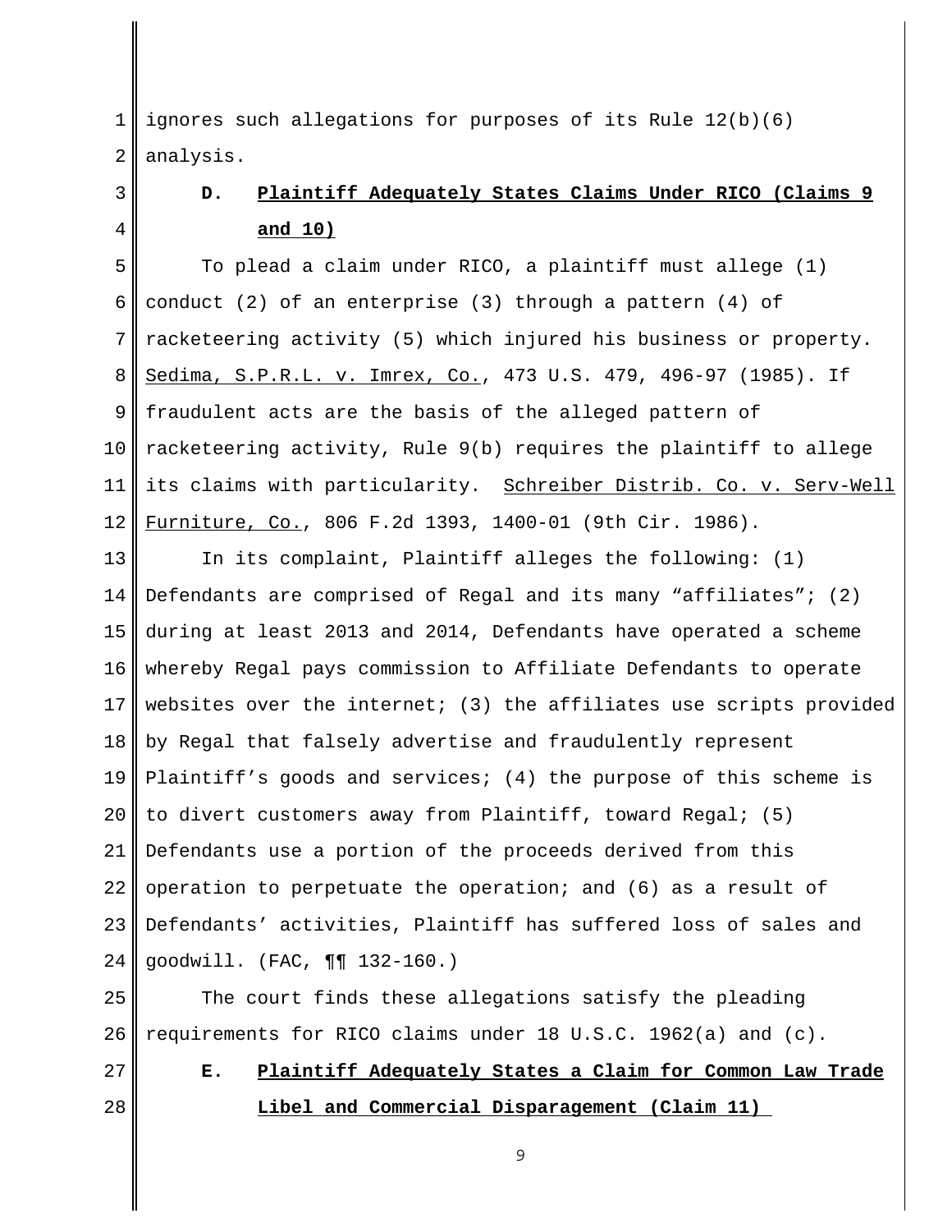ignores such allegations for purposes of its Rule 12(b)(6) analysis.

### D. Plaintiff Adequately States Claims Under RICO (Claims 9 and 10)

To plead a claim under RICO, a plaintiff must allege (1) conduct (2) of an enterprise (3) through a pattern (4) of racketeering activity (5) which injured his business or property. Sedima, S.P.R.L. v. Imrex, Co., 473 U.S. 479, 496-97 (1985). If fraudulent acts are the basis of the alleged pattern of racketeering activity, Rule 9(b) requires the plaintiff to allege its claims with particularity. Schreiber Distrib. Co. v. Serv-Well Furniture, Co., 806 F.2d 1393, 1400-01 (9th Cir. 1986).

In its complaint, Plaintiff alleges the following: (1) Defendants are comprised of Regal and its many "affiliates"; (2) during at least 2013 and 2014, Defendants have operated a scheme whereby Regal pays commission to Affiliate Defendants to operate websites over the internet; (3) the affiliates use scripts provided by Regal that falsely advertise and fraudulently represent Plaintiff's goods and services; (4) the purpose of this scheme is to divert customers away from Plaintiff, toward Regal; (5) Defendants use a portion of the proceeds derived from this operation to perpetuate the operation; and (6) as a result of Defendants' activities, Plaintiff has suffered loss of sales and goodwill. (FAC, ¶¶ 132-160.)

The court finds these allegations satisfy the pleading requirements for RICO claims under 18 U.S.C. 1962(a) and (c).

### E. Plaintiff Adequately States a Claim for Common Law Trade Libel and Commercial Disparagement (Claim 11)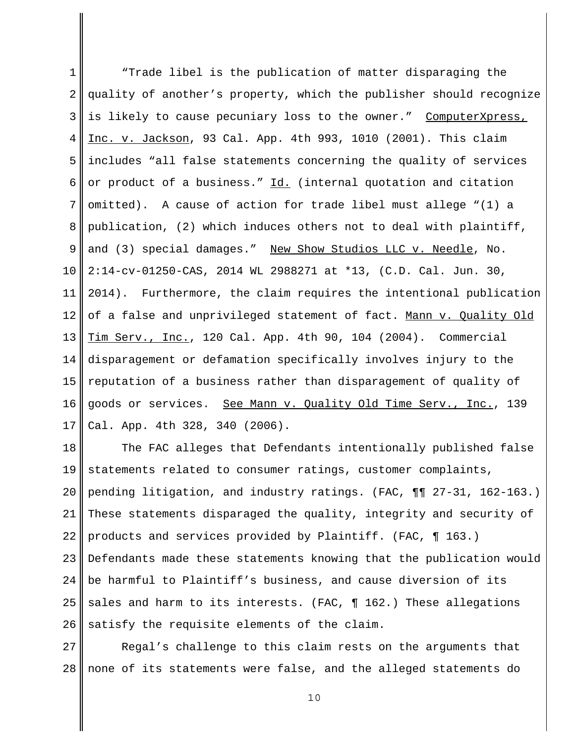"Trade libel is the publication of matter disparaging the quality of another's property, which the publisher should recognize is likely to cause pecuniary loss to the owner." <u>ComputerXpress, Inc. v. Jackson</u>, 93 Cal. App. 4th 993, 1010 (2001). This claim includes "all false statements concerning the quality of services or product of a business." <u>Id.</u> (internal quotation and citation omitted). A cause of action for trade libel must allege "(1) a publication, (2) which induces others not to deal with plaintiff, and (3) special damages." <u>New Show Studios LLC v. Needle</u>, No. 2:14-cv-01250-CAS, 2014 WL 2988271 at *13, (C.D. Cal. Jun. 30, 2014). Furthermore, the claim requires the intentional publication of a false and unprivileged statement of fact. <u>Mann v. Quality Old Tim Serv., Inc.</u>, 120 Cal. App. 4th 90, 104 (2004). Commercial disparagement or defamation specifically involves injury to the reputation of a business rather than disparagement of quality of goods or services. <u>See Mann v. Quality Old Time Serv., Inc.</u>, 139 Cal. App. 4th 328, 340 (2006).

The FAC alleges that Defendants intentionally published false statements related to consumer ratings, customer complaints, pending litigation, and industry ratings. (FAC, ¶¶ 27-31, 162-163.) These statements disparaged the quality, integrity and security of products and services provided by Plaintiff. (FAC, ¶ 163.) Defendants made these statements knowing that the publication would be harmful to Plaintiff's business, and cause diversion of its sales and harm to its interests. (FAC, ¶ 162.) These allegations satisfy the requisite elements of the claim.

Regal's challenge to this claim rests on the arguments that none of its statements were false, and the alleged statements do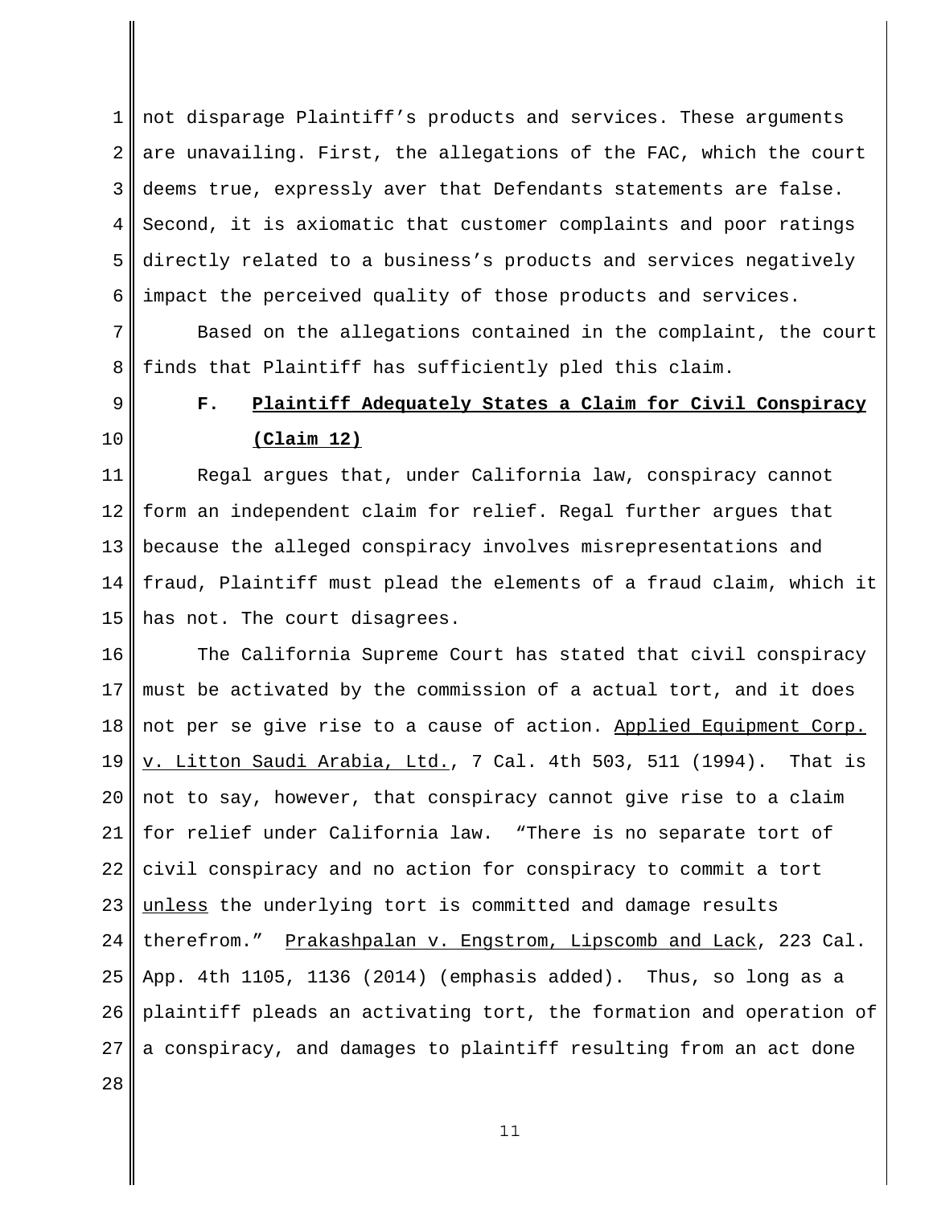not disparage Plaintiff's products and services. These arguments are unavailing. First, the allegations of the FAC, which the court deems true, expressly aver that Defendants statements are false. Second, it is axiomatic that customer complaints and poor ratings directly related to a business's products and services negatively impact the perceived quality of those products and services.

Based on the allegations contained in the complaint, the court finds that Plaintiff has sufficiently pled this claim.

### F. Plaintiff Adequately States a Claim for Civil Conspiracy (Claim 12)

Regal argues that, under California law, conspiracy cannot form an independent claim for relief. Regal further argues that because the alleged conspiracy involves misrepresentations and fraud, Plaintiff must plead the elements of a fraud claim, which it has not. The court disagrees.

The California Supreme Court has stated that civil conspiracy must be activated by the commission of a actual tort, and it does not per se give rise to a cause of action. Applied Equipment Corp. v. Litton Saudi Arabia, Ltd., 7 Cal. 4th 503, 511 (1994). That is not to say, however, that conspiracy cannot give rise to a claim for relief under California law. "There is no separate tort of civil conspiracy and no action for conspiracy to commit a tort unless the underlying tort is committed and damage results therefrom." Prakashpalan v. Engstrom, Lipscomb and Lack, 223 Cal. App. 4th 1105, 1136 (2014) (emphasis added). Thus, so long as a plaintiff pleads an activating tort, the formation and operation of a conspiracy, and damages to plaintiff resulting from an act done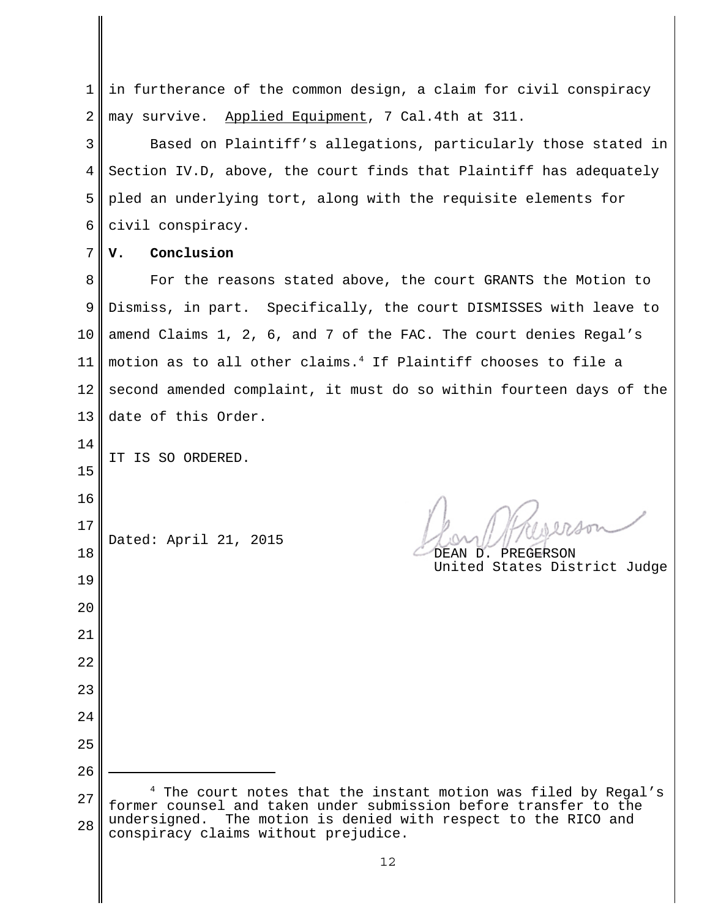in furtherance of the common design, a claim for civil conspiracy may survive. Applied Equipment, 7 Cal.4th at 311.

Based on Plaintiff's allegations, particularly those stated in Section IV.D, above, the court finds that Plaintiff has adequately pled an underlying tort, along with the requisite elements for civil conspiracy.

## V. Conclusion

For the reasons stated above, the court GRANTS the Motion to Dismiss, in part. Specifically, the court DISMISSES with leave to amend Claims 1, 2, 6, and 7 of the FAC. The court denies Regal's motion as to all other claims.[4] If Plaintiff chooses to file a second amended complaint, it must do so within fourteen days of the date of this Order.

IT IS SO ORDERED.

Dated: April 21, 2015

DEAN D. PREGERSON
United States District Judge

---

[4] The court notes that the instant motion was filed by Regal's former counsel and taken under submission before transfer to the undersigned. The motion is denied with respect to the RICO and conspiracy claims without prejudice.